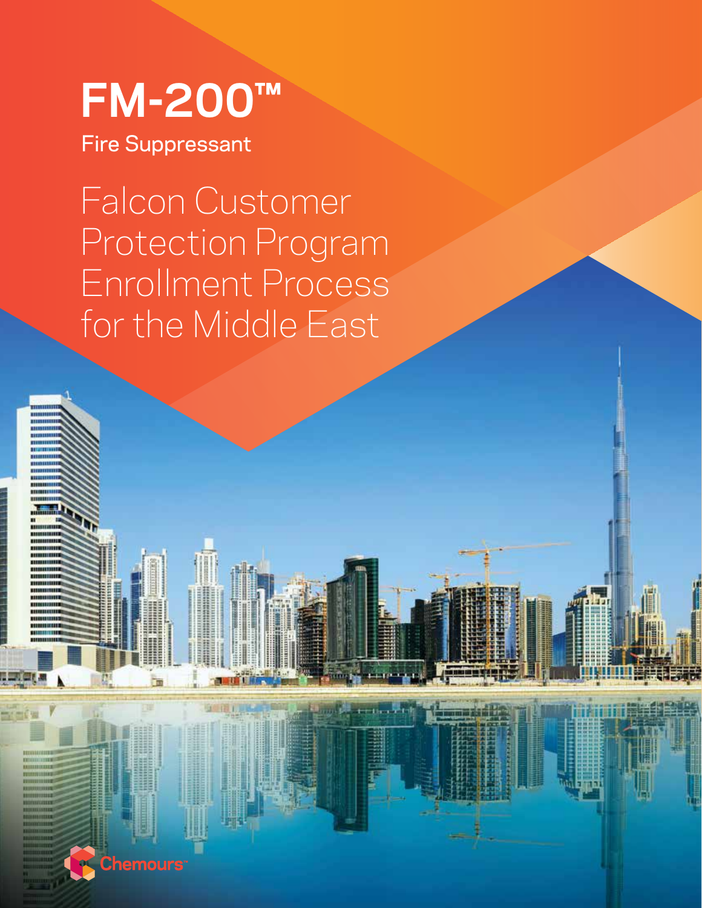# FM-200™

Fire Suppressant

## Falcon Customer Protection Program Enrollment Process for the Middle East

Chemours™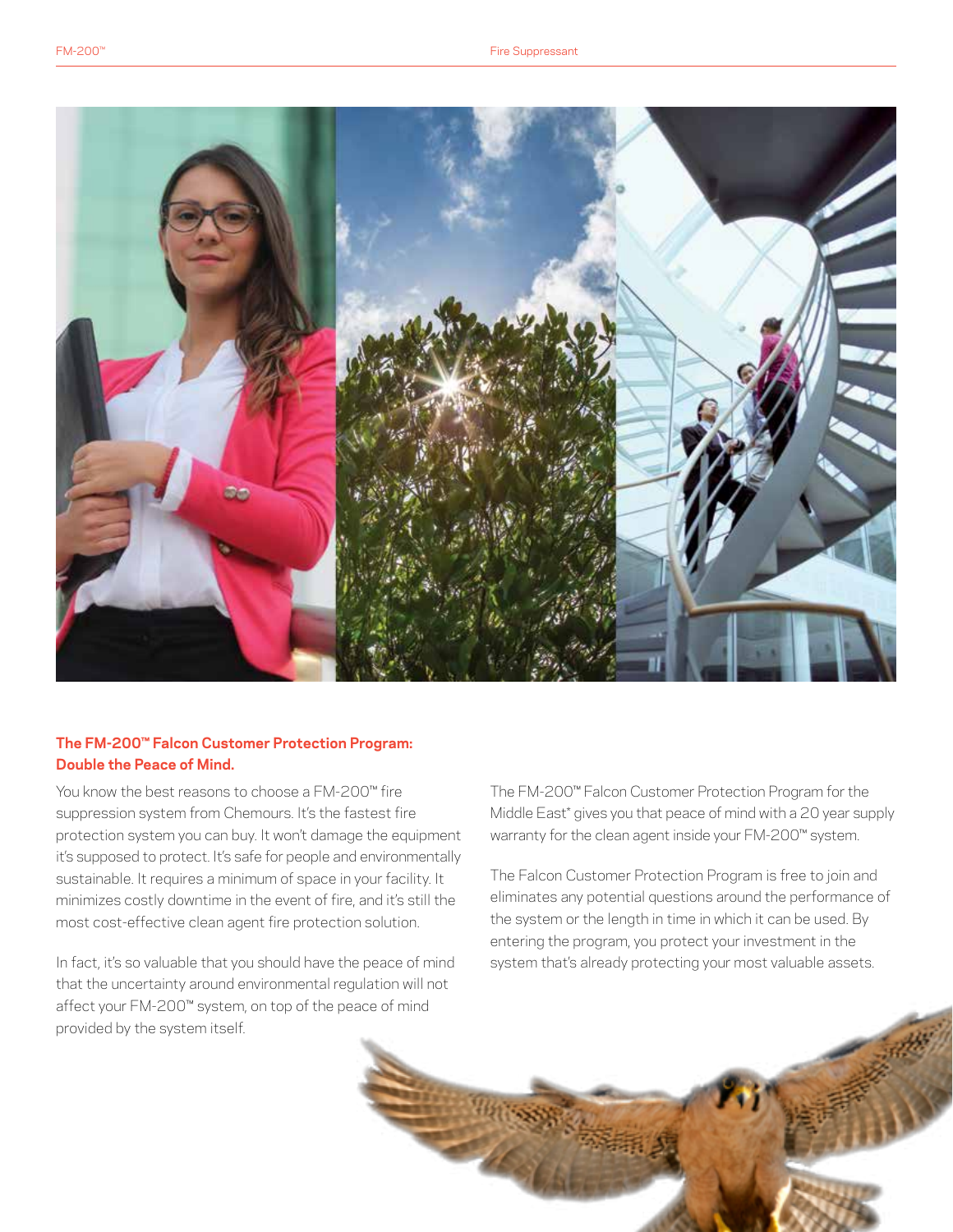**The FM-200™ Falcon Customer Protection Program: Double the Peace of Mind.**

You know the best reasons to choose a FM-200™ fire suppression system from Chemours. It's the fastest fire protection system you can buy. It won't damage the equipment it's supposed to protect. It's safe for people and environmentally sustainable. It requires a minimum of space in your facility. It minimizes costly downtime in the event of fire, and it's still the most cost-effective clean agent fire protection solution.

In fact, it's so valuable that you should have the peace of mind that the uncertainty around environmental regulation will not affect your FM-200™ system, on top of the peace of mind provided by the system itself.

The FM-200™ Falcon Customer Protection Program for the Middle East* gives you that peace of mind with a 20 year supply warranty for the clean agent inside your FM-200™ system.

The Falcon Customer Protection Program is free to join and eliminates any potential questions around the performance of the system or the length in time in which it can be used. By entering the program, you protect your investment in the system that's already protecting your most valuable assets.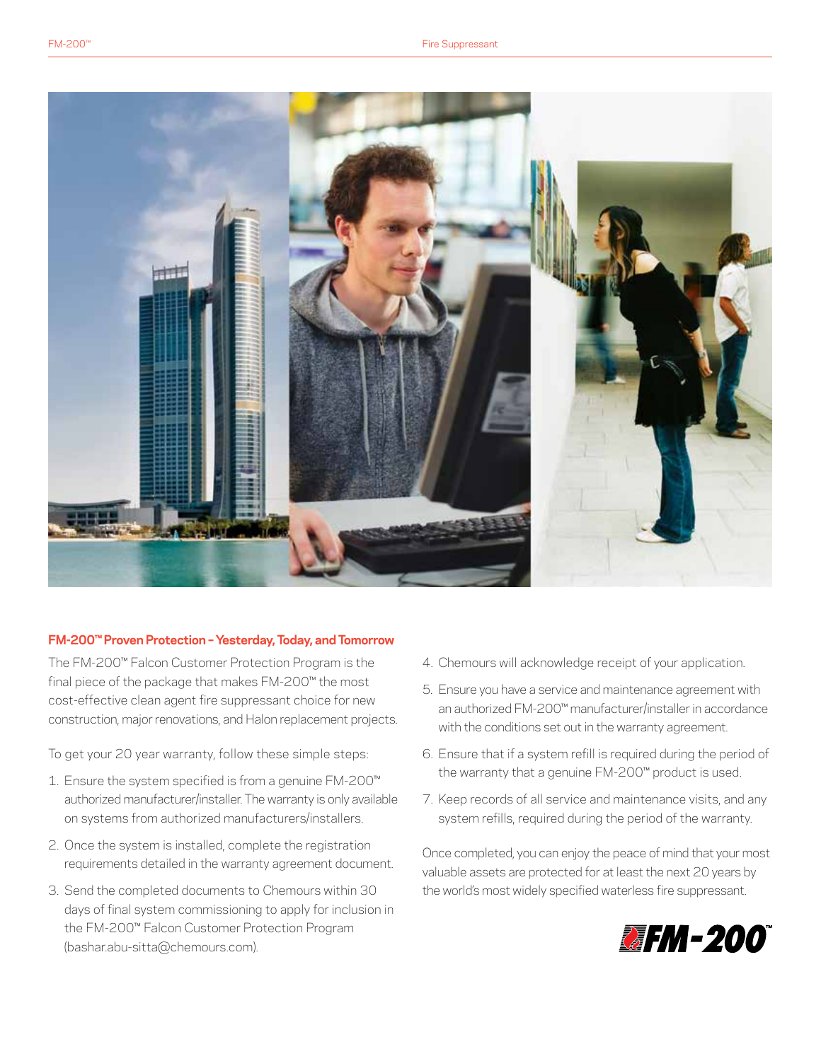## FM-200™ Proven Protection – Yesterday, Today, and Tomorrow

The FM-200™ Falcon Customer Protection Program is the final piece of the package that makes FM-200™ the most cost-effective clean agent fire suppressant choice for new construction, major renovations, and Halon replacement projects.

To get your 20 year warranty, follow these simple steps:

1. Ensure the system specified is from a genuine FM-200™ authorized manufacturer/installer. The warranty is only available on systems from authorized manufacturers/installers.
2. Once the system is installed, complete the registration requirements detailed in the warranty agreement document.
3. Send the completed documents to Chemours within 30 days of final system commissioning to apply for inclusion in the FM-200™ Falcon Customer Protection Program (bashar.abu-sitta@chemours.com).
4. Chemours will acknowledge receipt of your application.
5. Ensure you have a service and maintenance agreement with an authorized FM-200™ manufacturer/installer in accordance with the conditions set out in the warranty agreement.
6. Ensure that if a system refill is required during the period of the warranty that a genuine FM-200™ product is used.
7. Keep records of all service and maintenance visits, and any system refills, required during the period of the warranty.

Once completed, you can enjoy the peace of mind that your most valuable assets are protected for at least the next 20 years by the world's most widely specified waterless fire suppressant.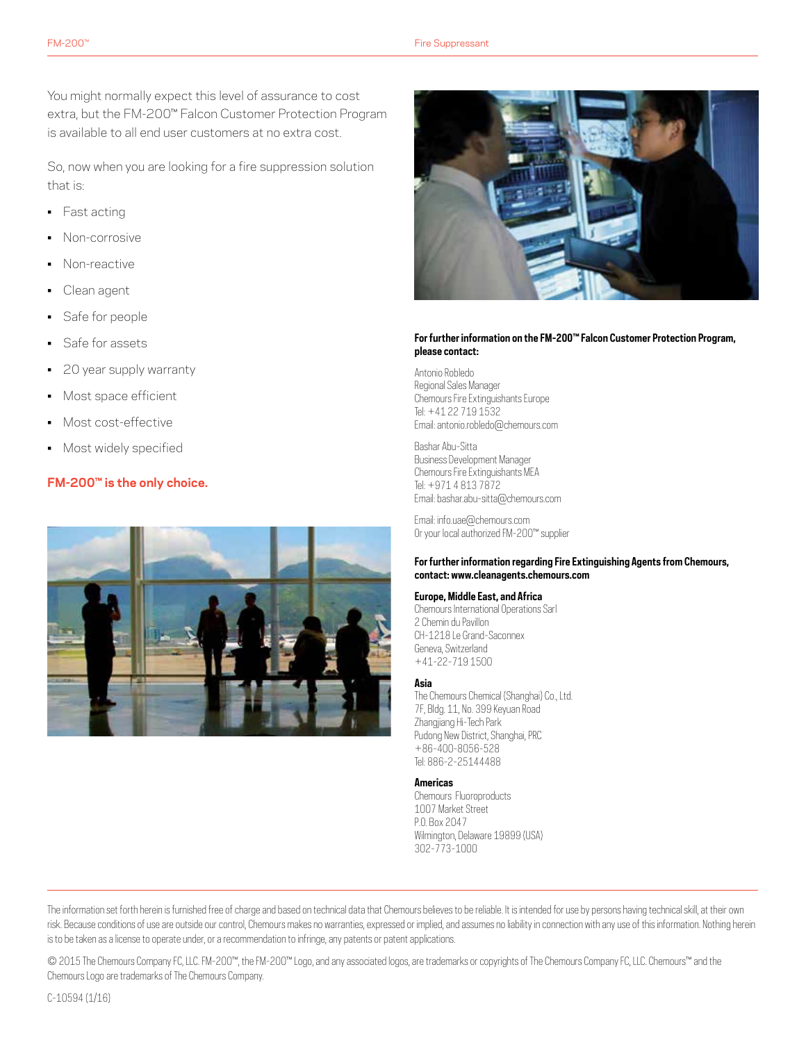You might normally expect this level of assurance to cost extra, but the FM-200™ Falcon Customer Protection Program is available to all end user customers at no extra cost.

So, now when you are looking for a fire suppression solution that is:

- Fast acting
- Non-corrosive
- Non-reactive
- Clean agent
- Safe for people
- Safe for assets
- 20 year supply warranty
- Most space efficient
- Most cost-effective
- Most widely specified

**FM-200™ is the only choice.**

**For further information on the FM-200™ Falcon Customer Protection Program, please contact:**

Antonio Robledo
Regional Sales Manager
Chemours Fire Extinguishants Europe
Tel: +41 22 719 1532
Email: antonio.robledo@chemours.com

Bashar Abu-Sitta
Business Development Manager
Chemours Fire Extinguishants MEA
Tel: +971 4 813 7872
Email: bashar.abu-sitta@chemours.com

Email: info.uae@chemours.com
Or your local authorized FM-200™ supplier

**For further information regarding Fire Extinguishing Agents from Chemours, contact: www.cleanagents.chemours.com**

**Europe, Middle East, and Africa**
Chemours International Operations Sarl
2 Chemin du Pavillon
CH-1218 Le Grand-Saconnex
Geneva, Switzerland
+41-22-719 1500

**Asia**
The Chemours Chemical (Shanghai) Co., Ltd.
7F, Bldg. 11, No. 399 Keyuan Road
Zhangjiang Hi-Tech Park
Pudong New District, Shanghai, PRC
+86-400-8056-528
Tel: 886-2-25144488

**Americas**
Chemours Fluoroproducts
1007 Market Street
P.O. Box 2047
Wilmington, Delaware 19899 (USA)
302-773-1000

The information set forth herein is furnished free of charge and based on technical data that Chemours believes to be reliable. It is intended for use by persons having technical skill, at their own risk. Because conditions of use are outside our control, Chemours makes no warranties, expressed or implied, and assumes no liability in connection with any use of this information. Nothing herein is to be taken as a license to operate under, or a recommendation to infringe, any patents or patent applications.

© 2015 The Chemours Company FC, LLC. FM-200™, the FM-200™ Logo, and any associated logos, are trademarks or copyrights of The Chemours Company FC, LLC. Chemours™ and the Chemours Logo are trademarks of The Chemours Company.

C-10594 (1/16)